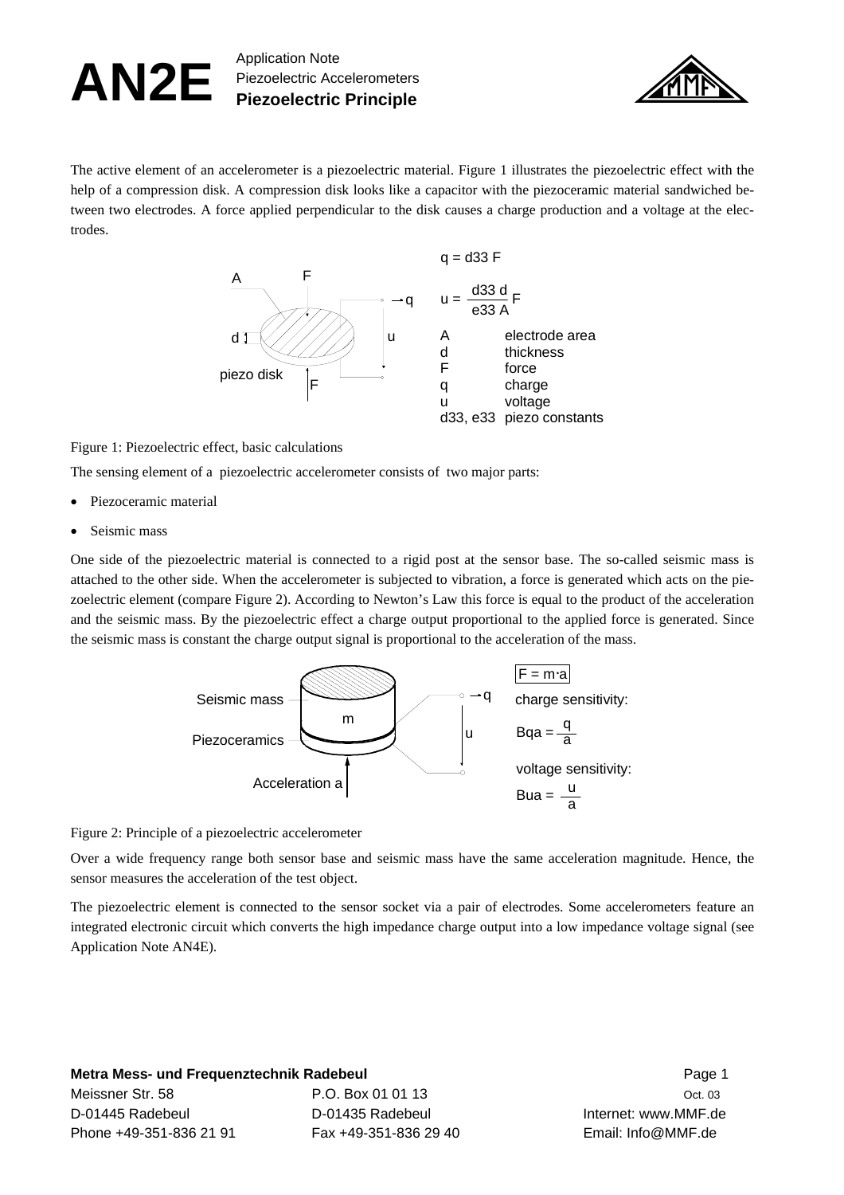# AN2E

Application Note
Piezoelectric Accelerometers
**Piezoelectric Principle**

The active element of an accelerometer is a piezoelectric material. Figure 1 illustrates the piezoelectric effect with the help of a compression disk. A compression disk looks like a capacitor with the piezoceramic material sandwiched between two electrodes. A force applied perpendicular to the disk causes a charge production and a voltage at the electrodes.

$$q = d33\ F$$

$$u = \frac{d33\ d}{e33\ A} F$$

| | |
|---|---|
| A | electrode area |
| d | thickness |
| F | force |
| q | charge |
| u | voltage |
| d33, e33 | piezo constants |

Figure 1: Piezoelectric effect, basic calculations

The sensing element of a piezoelectric accelerometer consists of two major parts:

- Piezoceramic material
- Seismic mass

One side of the piezoelectric material is connected to a rigid post at the sensor base. The so-called seismic mass is attached to the other side. When the accelerometer is subjected to vibration, a force is generated which acts on the piezoelectric element (compare Figure 2). According to Newton's Law this force is equal to the product of the acceleration and the seismic mass. By the piezoelectric effect a charge output proportional to the applied force is generated. Since the seismic mass is constant the charge output signal is proportional to the acceleration of the mass.

$$F = m \cdot a$$

charge sensitivity:

$$Bqa = \frac{q}{a}$$

voltage sensitivity:

$$Bua = \frac{u}{a}$$

Figure 2: Principle of a piezoelectric accelerometer

Over a wide frequency range both sensor base and seismic mass have the same acceleration magnitude. Hence, the sensor measures the acceleration of the test object.

The piezoelectric element is connected to the sensor socket via a pair of electrodes. Some accelerometers feature an integrated electronic circuit which converts the high impedance charge output into a low impedance voltage signal (see Application Note AN4E).

**Metra Mess- und Frequenztechnik Radebeul**
Meissner Str. 58 | P.O. Box 01 01 13 | Oct. 03
D-01445 Radebeul | D-01435 Radebeul | Internet: www.MMF.de
Phone +49-351-836 21 91 | Fax +49-351-836 29 40 | Email: Info@MMF.de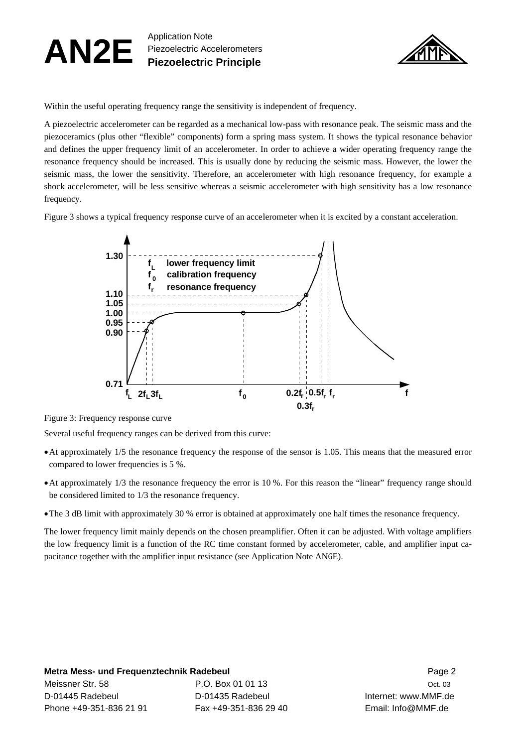Within the useful operating frequency range the sensitivity is independent of frequency.

A piezoelectric accelerometer can be regarded as a mechanical low-pass with resonance peak. The seismic mass and the piezoceramics (plus other "flexible" components) form a spring mass system. It shows the typical resonance behavior and defines the upper frequency limit of an accelerometer. In order to achieve a wider operating frequency range the resonance frequency should be increased. This is usually done by reducing the seismic mass. However, the lower the seismic mass, the lower the sensitivity. Therefore, an accelerometer with high resonance frequency, for example a shock accelerometer, will be less sensitive whereas a seismic accelerometer with high sensitivity has a low resonance frequency.

Figure 3 shows a typical frequency response curve of an accelerometer when it is excited by a constant acceleration.

1.30
1.10
1.05
1.00
0.95
0.90
0.71

$f_L$ lower frequency limit
$f_0$ calibration frequency
$f_r$ resonance frequency

$f_L$ $2f_L$ $3f_L$ $f_0$ $0.2f_r$ $0.3f_r$ $0.5f_r$ $f_r$ $f$

Figure 3: Frequency response curve

Several useful frequency ranges can be derived from this curve:

- At approximately 1/5 the resonance frequency the response of the sensor is 1.05. This means that the measured error compared to lower frequencies is 5 %.
- At approximately 1/3 the resonance frequency the error is 10 %. For this reason the "linear" frequency range should be considered limited to 1/3 the resonance frequency.
- The 3 dB limit with approximately 30 % error is obtained at approximately one half times the resonance frequency.

The lower frequency limit mainly depends on the chosen preamplifier. Often it can be adjusted. With voltage amplifiers the low frequency limit is a function of the RC time constant formed by accelerometer, cable, and amplifier input capacitance together with the amplifier input resistance (see Application Note AN6E).